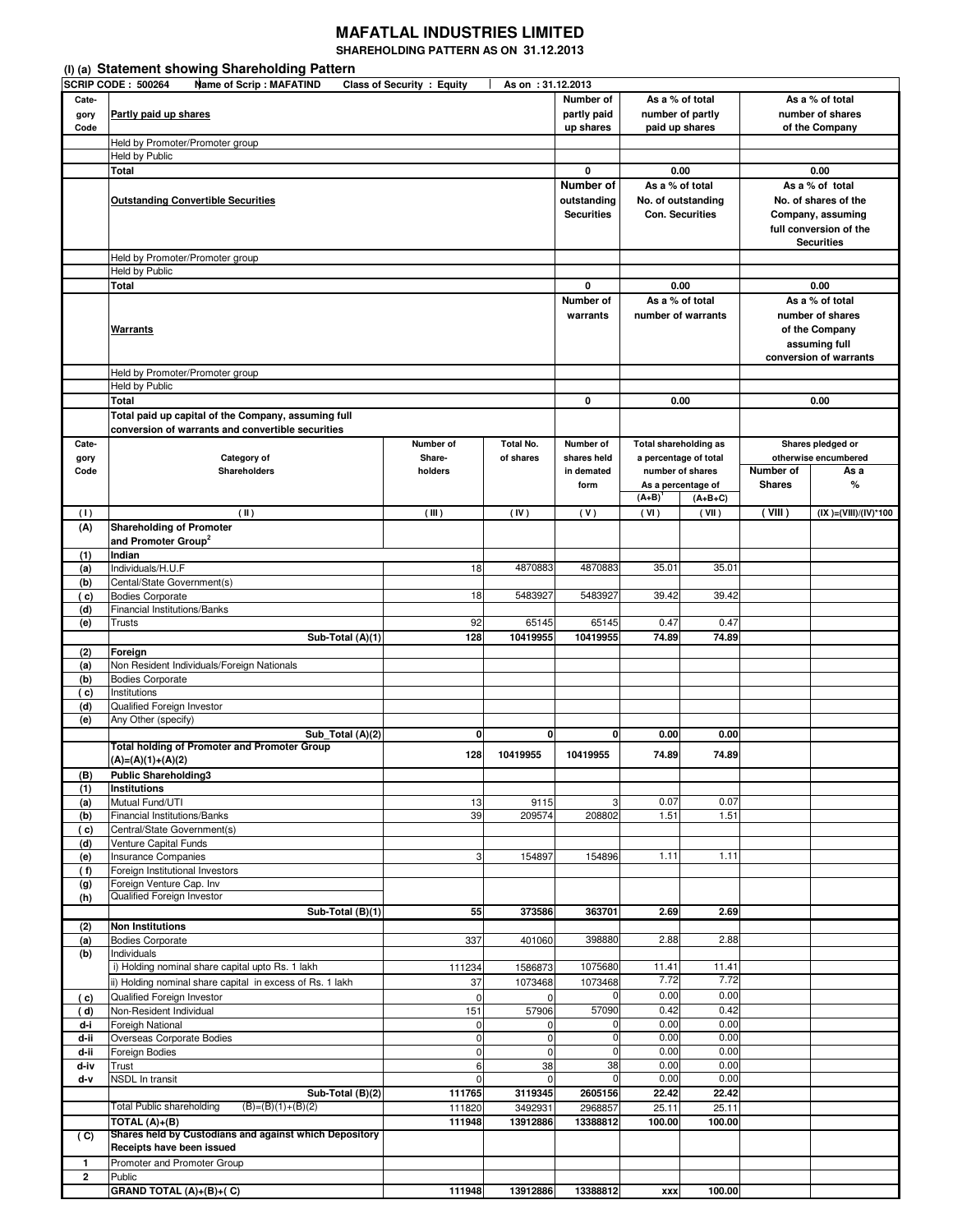# MAFATLAL INDUSTRIES LIMITED

**SHAREHOLDING PATTERN AS ON 31.12.2013**

## (I) (a) Statement showing Shareholding Pattern

**SCRIP CODE : 500264** | **Name of Scrip : MAFATIND** | **Class of Security : Equity** | **As on : 31.12.2013**

| Category Code | Partly paid up shares | Number of partly paid up shares | As a % of total number of partly paid up shares | As a % of total number of shares of the Company |
|---|---|---|---|---|
| | Held by Promoter/Promoter group | | | |
| | Held by Public | | | |
| | **Total** | **0** | **0.00** | **0.00** |

| | Outstanding Convertible Securities | Number of outstanding Securities | As a % of total No. of outstanding Con. Securities | As a % of total No. of shares of the Company, assuming full conversion of the Securities |
|---|---|---|---|---|
| | Held by Promoter/Promoter group | | | |
| | Held by Public | | | |
| | **Total** | **0** | **0.00** | **0.00** |

| | Warrants | Number of warrants | As a % of total number of warrants | As a % of total number of shares of the Company assuming full conversion of warrants |
|---|---|---|---|---|
| | Held by Promoter/Promoter group | | | |
| | Held by Public | | | |
| | **Total** | **0** | **0.00** | **0.00** |

**Total paid up capital of the Company, assuming full conversion of warrants and convertible securities**

| Category Code | Category of Shareholders | Number of Shareholders | Total No. of shares | Number of shares held in dematerialized form | Total shareholding as a percentage of total number of shares | | Shares pledged or otherwise encumbered | |
|---|---|---|---|---|---|---|---|---|
| | | | | | As a percentage of (A+B)[1] | As a percentage of (A+B+C) | Number of Shares | As a % |
| (I) | (II) | (III) | (IV) | (V) | (VI) | (VII) | (VIII) | (IX)=(VIII)/(IV)*100 |
| **(A)** | **Shareholding of Promoter and Promoter Group[2]** | | | | | | | |
| **(1)** | **Indian** | | | | | | | |
| (a) | Individuals/H.U.F | 18 | 4870883 | 4870883 | 35.01 | 35.01 | | |
| (b) | Cental/State Government(s) | | | | | | | |
| (c) | Bodies Corporate | 18 | 5483927 | 5483927 | 39.42 | 39.42 | | |
| (d) | Financial Institutions/Banks | | | | | | | |
| (e) | Trusts | 92 | 65145 | 65145 | 0.47 | 0.47 | | |
| | **Sub-Total (A)(1)** | **128** | **10419955** | **10419955** | **74.89** | **74.89** | | |
| **(2)** | **Foreign** | | | | | | | |
| (a) | Non Resident Individuals/Foreign Nationals | | | | | | | |
| (b) | Bodies Corporate | | | | | | | |
| (c) | Institutions | | | | | | | |
| (d) | Qualified Foreign Investor | | | | | | | |
| (e) | Any Other (specify) | | | | | | | |
| | **Sub_Total (A)(2)** | **0** | **0** | **0** | **0.00** | **0.00** | | |
| | **Total holding of Promoter and Promoter Group (A)=(A)(1)+(A)(2)** | **128** | **10419955** | **10419955** | **74.89** | **74.89** | | |
| **(B)** | **Public Shareholding3** | | | | | | | |
| **(1)** | **Institutions** | | | | | | | |
| (a) | Mutual Fund/UTI | 13 | 9115 | 3 | 0.07 | 0.07 | | |
| (b) | Financial Institutions/Banks | 39 | 209574 | 208802 | 1.51 | 1.51 | | |
| (c) | Central/State Government(s) | | | | | | | |
| (d) | Venture Capital Funds | | | | | | | |
| (e) | Insurance Companies | 3 | 154897 | 154896 | 1.11 | 1.11 | | |
| (f) | Foreign Institutional Investors | | | | | | | |
| (g) | Foreign Venture Cap. Inv | | | | | | | |
| (h) | Qualified Foreign Investor | | | | | | | |
| | **Sub-Total (B)(1)** | **55** | **373586** | **363701** | **2.69** | **2.69** | | |
| **(2)** | **Non Institutions** | | | | | | | |
| (a) | Bodies Corporate | 337 | 401060 | 398880 | 2.88 | 2.88 | | |
| (b) | Individuals | | | | | | | |
| | i) Holding nominal share capital upto Rs. 1 lakh | 111234 | 1586873 | 1075680 | 11.41 | 11.41 | | |
| | ii) Holding nominal share capital in excess of Rs. 1 lakh | 37 | 1073468 | 1073468 | 7.72 | 7.72 | | |
| (c) | Qualified Foreign Investor | 0 | 0 | 0 | 0.00 | 0.00 | | |
| (d) | Non-Resident Individual | 151 | 57906 | 57090 | 0.42 | 0.42 | | |
| d-i | Foreign National | 0 | 0 | 0 | 0.00 | 0.00 | | |
| d-ii | Overseas Corporate Bodies | 0 | 0 | 0 | 0.00 | 0.00 | | |
| d-ii | Foreign Bodies | 0 | 0 | 0 | 0.00 | 0.00 | | |
| d-iv | Trust | 6 | 38 | 38 | 0.00 | 0.00 | | |
| d-v | NSDL In transit | 0 | 0 | 0 | 0.00 | 0.00 | | |
| | **Sub-Total (B)(2)** | **111765** | **3119345** | **2605156** | **22.42** | **22.42** | | |
| | Total Public shareholding (B)=(B)(1)+(B)(2) | 111820 | 3492931 | 2968857 | 25.11 | 25.11 | | |
| | **TOTAL (A)+(B)** | **111948** | **13912886** | **13388812** | **100.00** | **100.00** | | |
| **(C)** | **Shares held by Custodians and against which Depository Receipts have been issued** | | | | | | | |
| 1 | Promoter and Promoter Group | | | | | | | |
| 2 | Public | | | | | | | |
| | **GRAND TOTAL (A)+(B)+(C)** | **111948** | **13912886** | **13388812** | **xxx** | **100.00** | | |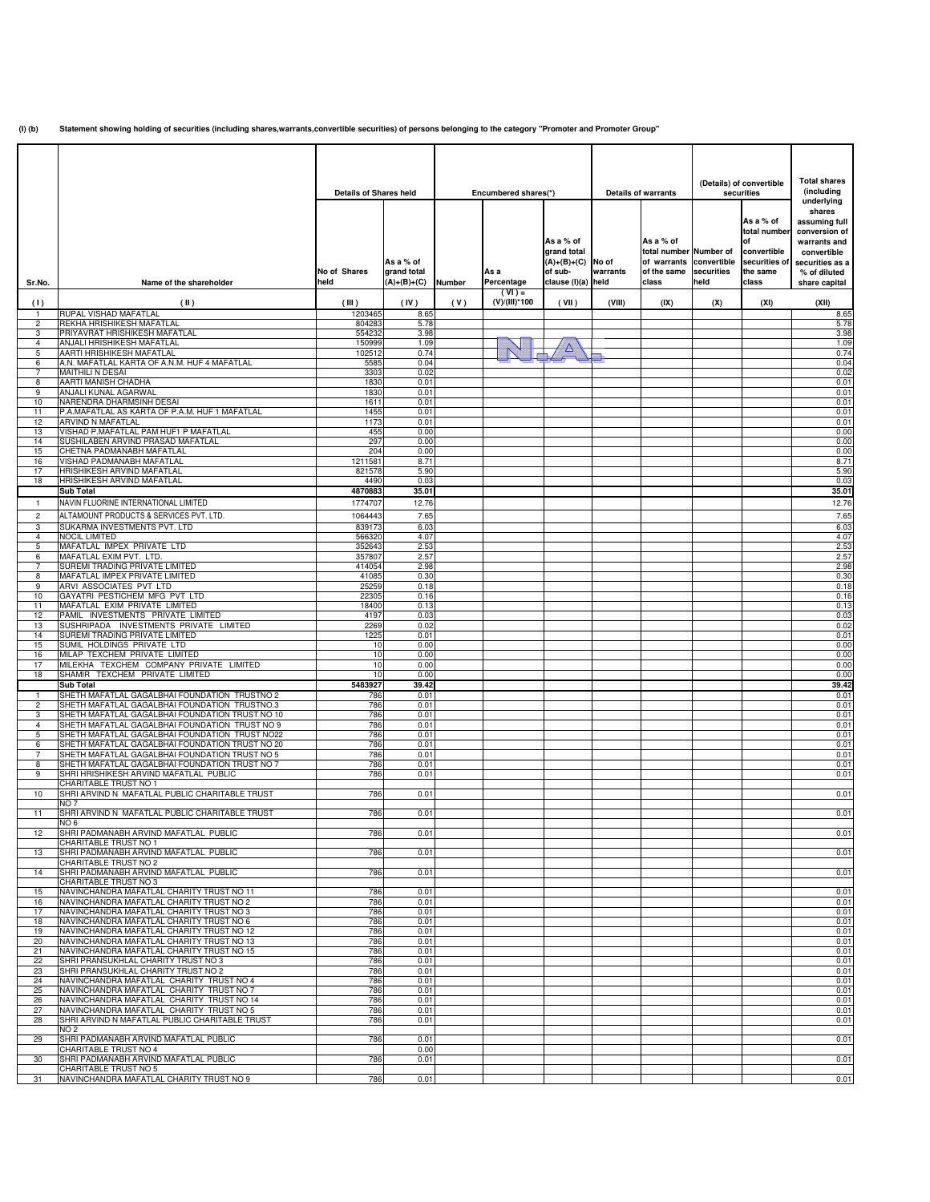**(I) (b) Statement showing holding of securities (including shares,warrants,convertible securities) of persons belonging to the category "Promoter and Promoter Group"**

| Sr.No. | Name of the shareholder | Details of Shares held | | Encumbered shares(*) | | | Details of warrants | | (Details) of convertible securities | | Total shares (including underlying shares assuming full conversion of warrants and convertible securities as a % of diluted share capital |
|---|---|---|---|---|---|---|---|---|---|---|---|
| | | No of Shares held | As a % of grand total (A)+(B)+(C) | Number | As a Percentage | As a % of grand total (A)+(B)+(C) of sub-clause (I)(a) | No of warrants held | As a % of total number of warrants of the same class | Number of convertible securities held | As a % of total number of convertible securities of the same class | |
| ( I ) | ( II ) | ( III ) | ( IV ) | ( V ) | ( VI ) = (V)/(III)*100 | ( VII ) | (VIII) | (IX) | (X) | (XI) | (XII) |
| 1 | RUPAL VISHAD MAFATLAL | 1203465 | 8.65 | | N.A. | | | | | | 8.65 |
| 2 | REKHA HRISHIKESH MAFATLAL | 804283 | 5.78 | | | | | | | | 5.78 |
| 3 | PRIYAVRAT HRISHIKESH MAFATLAL | 554232 | 3.98 | | | | | | | | 3.98 |
| 4 | ANJALI HRISHIKESH MAFATLAL | 150999 | 1.09 | | | | | | | | 1.09 |
| 5 | AARTI HRISHIKESH MAFATLAL | 102512 | 0.74 | | | | | | | | 0.74 |
| 6 | A.N. MAFATLAL KARTA OF A.N.M. HUF 4 MAFATLAL | 5585 | 0.04 | | | | | | | | 0.04 |
| 7 | MAITHILI N DESAI | 3303 | 0.02 | | | | | | | | 0.02 |
| 8 | AARTI MANISH CHADHA | 1830 | 0.01 | | | | | | | | 0.01 |
| 9 | ANJALI KUNAL AGARWAL | 1830 | 0.01 | | | | | | | | 0.01 |
| 10 | NARENDRA DHARMSINH DESAI | 1611 | 0.01 | | | | | | | | 0.01 |
| 11 | P.A.MAFATLAL AS KARTA OF P.A.M. HUF 1 MAFATLAL | 1455 | 0.01 | | | | | | | | 0.01 |
| 12 | ARVIND N MAFATLAL | 1173 | 0.01 | | | | | | | | 0.01 |
| 13 | VISHAD P.MAFATLAL PAM HUF1 P MAFATLAL | 455 | 0.00 | | | | | | | | 0.00 |
| 14 | SUSHILABEN ARVIND PRASAD MAFATLAL | 297 | 0.00 | | | | | | | | 0.00 |
| 15 | CHETNA PADMANABH MAFATLAL | 204 | 0.00 | | | | | | | | 0.00 |
| 16 | VISHAD PADMANABH MAFATLAL | 1211581 | 8.71 | | | | | | | | 8.71 |
| 17 | HRISHIKESH ARVIND MAFATLAL | 821578 | 5.90 | | | | | | | | 5.90 |
| 18 | HRISHIKESH ARVIND MAFATLAL | 4490 | 0.03 | | | | | | | | 0.03 |
| | **Sub Total** | **4870883** | **35.01** | | | | | | | | **35.01** |
| 1 | NAVIN FLUORINE INTERNATIONAL LIMITED | 1774707 | 12.76 | | | | | | | | 12.76 |
| 2 | ALTAMOUNT PRODUCTS & SERVICES PVT. LTD. | 1064443 | 7.65 | | | | | | | | 7.65 |
| 3 | SUKARMA INVESTMENTS PVT. LTD | 839173 | 6.03 | | | | | | | | 6.03 |
| 4 | NOCIL LIMITED | 566320 | 4.07 | | | | | | | | 4.07 |
| 5 | MAFATLAL IMPEX PRIVATE LTD | 352643 | 2.53 | | | | | | | | 2.53 |
| 6 | MAFATLAL EXIM PVT. LTD. | 357807 | 2.57 | | | | | | | | 2.57 |
| 7 | SUREMI TRADING PRIVATE LIMITED | 414054 | 2.98 | | | | | | | | 2.98 |
| 8 | MAFATLAL IMPEX PRIVATE LIMITED | 41085 | 0.30 | | | | | | | | 0.30 |
| 9 | ARVI ASSOCIATES PVT LTD | 25259 | 0.18 | | | | | | | | 0.18 |
| 10 | GAYATRI PESTICHEM MFG PVT LTD | 22305 | 0.16 | | | | | | | | 0.16 |
| 11 | MAFATLAL EXIM PRIVATE LIMITED | 18400 | 0.13 | | | | | | | | 0.13 |
| 12 | PAMIL INVESTMENTS PRIVATE LIMITED | 4197 | 0.03 | | | | | | | | 0.03 |
| 13 | SUSHRIPADA INVESTMENTS PRIVATE LIMITED | 2269 | 0.02 | | | | | | | | 0.02 |
| 14 | SUREMI TRADING PRIVATE LIMITED | 1225 | 0.01 | | | | | | | | 0.01 |
| 15 | SUMIL HOLDINGS PRIVATE LTD | 10 | 0.00 | | | | | | | | 0.00 |
| 16 | MILAP TEXCHEM PRIVATE LIMITED | 10 | 0.00 | | | | | | | | 0.00 |
| 17 | MILEKHA TEXCHEM COMPANY PRIVATE LIMITED | 10 | 0.00 | | | | | | | | 0.00 |
| 18 | SHAMIR TEXCHEM PRIVATE LIMITED | 10 | 0.00 | | | | | | | | 0.00 |
| | **Sub Total** | **5483927** | **39.42** | | | | | | | | **39.42** |
| 1 | SHETH MAFATLAL GAGALBHAI FOUNDATION TRUSTNO 2 | 786 | 0.01 | | | | | | | | 0.01 |
| 2 | SHETH MAFATLAL GAGALBHAI FOUNDATION TRUSTNO.3 | 786 | 0.01 | | | | | | | | 0.01 |
| 3 | SHETH MAFATLAL GAGALBHAI FOUNDATION TRUST NO 10 | 786 | 0.01 | | | | | | | | 0.01 |
| 4 | SHETH MAFATLAL GAGALBHAI FOUNDATION TRUST NO 9 | 786 | 0.01 | | | | | | | | 0.01 |
| 5 | SHETH MAFATLAL GAGALBHAI FOUNDATION TRUST NO22 | 786 | 0.01 | | | | | | | | 0.01 |
| 6 | SHETH MAFATLAL GAGALBHAI FOUNDATION TRUST NO 20 | 786 | 0.01 | | | | | | | | 0.01 |
| 7 | SHETH MAFATLAL GAGALBHAI FOUNDATION TRUST NO 5 | 786 | 0.01 | | | | | | | | 0.01 |
| 8 | SHETH MAFATLAL GAGALBHAI FOUNDATION TRUST NO 7 | 786 | 0.01 | | | | | | | | 0.01 |
| 9 | SHRI HRISHIKESH ARVIND MAFATLAL PUBLIC CHARITABLE TRUST NO 1 | 786 | 0.01 | | | | | | | | 0.01 |
| 10 | SHRI ARVIND N MAFATLAL PUBLIC CHARITABLE TRUST NO 7 | 786 | 0.01 | | | | | | | | 0.01 |
| 11 | SHRI ARVIND N MAFATLAL PUBLIC CHARITABLE TRUST NO 6 | 786 | 0.01 | | | | | | | | 0.01 |
| 12 | SHRI PADMANABH ARVIND MAFATLAL PUBLIC CHARITABLE TRUST NO 1 | 786 | 0.01 | | | | | | | | 0.01 |
| 13 | SHRI PADMANABH ARVIND MAFATLAL PUBLIC CHARITABLE TRUST NO 2 | 786 | 0.01 | | | | | | | | 0.01 |
| 14 | SHRI PADMANABH ARVIND MAFATLAL PUBLIC CHARITABLE TRUST NO 3 | 786 | 0.01 | | | | | | | | 0.01 |
| 15 | NAVINCHANDRA MAFATLAL CHARITY TRUST NO 11 | 786 | 0.01 | | | | | | | | 0.01 |
| 16 | NAVINCHANDRA MAFATLAL CHARITY TRUST NO 2 | 786 | 0.01 | | | | | | | | 0.01 |
| 17 | NAVINCHANDRA MAFATLAL CHARITY TRUST NO 3 | 786 | 0.01 | | | | | | | | 0.01 |
| 18 | NAVINCHANDRA MAFATLAL CHARITY TRUST NO 6 | 786 | 0.01 | | | | | | | | 0.01 |
| 19 | NAVINCHANDRA MAFATLAL CHARITY TRUST NO 12 | 786 | 0.01 | | | | | | | | 0.01 |
| 20 | NAVINCHANDRA MAFATLAL CHARITY TRUST NO 13 | 786 | 0.01 | | | | | | | | 0.01 |
| 21 | NAVINCHANDRA MAFATLAL CHARITY TRUST NO 15 | 786 | 0.01 | | | | | | | | 0.01 |
| 22 | SHRI PRANSUKHLAL CHARITY TRUST NO 3 | 786 | 0.01 | | | | | | | | 0.01 |
| 23 | SHRI PRANSUKHLAL CHARITY TRUST NO 2 | 786 | 0.01 | | | | | | | | 0.01 |
| 24 | NAVINCHANDRA MAFATLAL CHARITY TRUST NO 4 | 786 | 0.01 | | | | | | | | 0.01 |
| 25 | NAVINCHANDRA MAFATLAL CHARITY TRUST NO 7 | 786 | 0.01 | | | | | | | | 0.01 |
| 26 | NAVINCHANDRA MAFATLAL CHARITY TRUST NO 14 | 786 | 0.01 | | | | | | | | 0.01 |
| 27 | NAVINCHANDRA MAFATLAL CHARITY TRUST NO 5 | 786 | 0.01 | | | | | | | | 0.01 |
| 28 | SHRI ARVIND N MAFATLAL PUBLIC CHARITABLE TRUST NO 2 | 786 | 0.01 | | | | | | | | 0.01 |
| 29 | SHRI PADMANABH ARVIND MAFATLAL PUBLIC CHARITABLE TRUST NO 4 | 786 | 0.01<br>0.00 | | | | | | | | 0.01 |
| 30 | SHRI PADMANABH ARVIND MAFATLAL PUBLIC CHARITABLE TRUST NO 5 | 786 | 0.01 | | | | | | | | 0.01 |
| 31 | NAVINCHANDRA MAFATLAL CHARITY TRUST NO 9 | 786 | 0.01 | | | | | | | | 0.01 |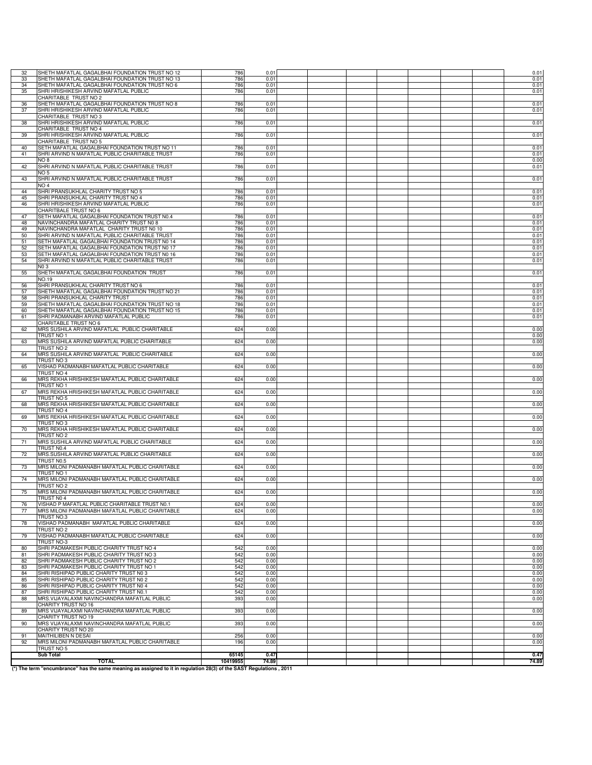| | | | | | | | | | | | |
|---|---|---|---|---|---|---|---|---|---|---|---|
| 32 | SHETH MAFATLAL GAGALBHAI FOUNDATION TRUST NO 12 | 786 | 0.01 | | | | | | | | 0.01 |
| 33 | SHETH MAFATLAL GAGALBHAI FOUNDATION TRUST NO 13 | 786 | 0.01 | | | | | | | | 0.01 |
| 34 | SHETH MAFATLAL GAGALBHAI FOUNDATION TRUST NO 6 | 786 | 0.01 | | | | | | | | 0.01 |
| 35 | SHRI HRISHIKESH ARVIND MAFATLAL PUBLIC CHARITABLE TRUST NO 2 | 786 | 0.01 | | | | | | | | 0.01 |
| 36 | SHETH MAFATLAL GAGALBHAI FOUNDATION TRUST NO 8 | 786 | 0.01 | | | | | | | | 0.01 |
| 37 | SHRI HRISHIKESH ARVIND MAFATLAL PUBLIC CHARITABLE TRUST NO 3 | 786 | 0.01 | | | | | | | | 0.01 |
| 38 | SHRI HRISHIKESH ARVIND MAFATLAL PUBLIC CHARITABLE TRUST NO 4 | 786 | 0.01 | | | | | | | | 0.01 |
| 39 | SHRI HRISHIKESH ARVIND MAFATLAL PUBLIC CHARITABLE TRUST NO 5 | 786 | 0.01 | | | | | | | | 0.01 |
| 40 | SETH MAFATLAL GAGALBHAI FOUNDATION TRUST NO 11 | 786 | 0.01 | | | | | | | | 0.01 |
| 41 | SHRI ARVIND N MAFATLAL PUBLIC CHARITABLE TRUST | 786 | 0.01 | | | | | | | | 0.01 |
| | NO 8 | | | | | | | | | | 0.00 |
| 42 | SHRI ARVIND N MAFATLAL PUBLIC CHARITABLE TRUST NO 5 | 786 | 0.01 | | | | | | | | 0.01 |
| 43 | SHRI ARVIND N MAFATLAL PUBLIC CHARITABLE TRUST NO 4 | 786 | 0.01 | | | | | | | | 0.01 |
| 44 | SHRI PRANSUKHLAL CHARITY TRUST NO 5 | 786 | 0.01 | | | | | | | | 0.01 |
| 45 | SHRI PRANSUKHLAL CHARITY TRUST NO 4 | 786 | 0.01 | | | | | | | | 0.01 |
| 46 | SHRI HRISHIKESH ARVIND MAFATLAL PUBLIC CHARITBALE TRUST NO 6 | 786 | 0.01 | | | | | | | | 0.01 |
| 47 | SETH MAFATLAL GAGALBHAI FOUNDATION TRUST N0.4 | 786 | 0.01 | | | | | | | | 0.01 |
| 48 | NAVINCHANDRA MAFATLAL CHARITY TRUST N0 8 | 786 | 0.01 | | | | | | | | 0.01 |
| 49 | NAVINCHANDRA MAFATLAL CHARITY TRUST N0 10 | 786 | 0.01 | | | | | | | | 0.01 |
| 50 | SHRI ARVIND N MAFATLAL PUBLIC CHARITABLE TRUST | 786 | 0.01 | | | | | | | | 0.01 |
| 51 | SETH MAFATLAL GAGALBHAI FOUNDATION TRUST N0 14 | 786 | 0.01 | | | | | | | | 0.01 |
| 52 | SETH MAFATLAL GAGALBHAI FOUNDATION TRUST N0 17 | 786 | 0.01 | | | | | | | | 0.01 |
| 53 | SETH MAFATLAL GAGALBHAI FOUNDATION TRUST N0 16 | 786 | 0.01 | | | | | | | | 0.01 |
| 54 | SHRI ARVIND N MAFATLAL PUBLIC CHARITABLE TRUST N0 3 | 786 | 0.01 | | | | | | | | 0.01 |
| 55 | SHETH MAFATLAL GAGALBHAI FOUNDATION TRUST NO.19 | 786 | 0.01 | | | | | | | | 0.01 |
| 56 | SHRI PRANSUKHLAL CHARITY TRUST NO 6 | 786 | 0.01 | | | | | | | | 0.01 |
| 57 | SHETH MAFATLAL GAGALBHAI FOUNDATION TRUST NO 21 | 786 | 0.01 | | | | | | | | 0.01 |
| 58 | SHRI PRANSUKHLAL CHARITY TRUST | 786 | 0.01 | | | | | | | | 0.01 |
| 59 | SHETH MAFATLAL GAGALBHAI FOUNDATION TRUST NO 18 | 786 | 0.01 | | | | | | | | 0.01 |
| 60 | SHETH MAFATLAL GAGALBHAI FOUNDATION TRUST NO 15 | 786 | 0.01 | | | | | | | | 0.01 |
| 61 | SHRI PADMANABH ARVIND MAFATLAL PUBLIC CHARITABLE TRUST NO 6 | 786 | 0.01 | | | | | | | | 0.01 |
| 62 | MRS SUSHILA ARVIND MAFATLAL PUBLIC CHARITABLE TRUST NO 1 | 624 | 0.00 | | | | | | | | 0.00 |
| 63 | MRS SUSHILA ARVIND MAFATLAL PUBLIC CHARITABLE TRUST NO 2 | 624 | 0.00 | | | | | | | | 0.00 |
| 64 | MRS SUSHILA ARVIND MAFATLAL PUBLIC CHARITABLE TRUST NO 3 | 624 | 0.00 | | | | | | | | 0.00 |
| 65 | VISHAD PADMANABH MAFATLAL PUBLIC CHARITABLE TRUST NO 4 | 624 | 0.00 | | | | | | | | 0.00 |
| 66 | MRS REKHA HRISHIKESH MAFATLAL PUBLIC CHARITABLE TRUST NO 1 | 624 | 0.00 | | | | | | | | 0.00 |
| 67 | MRS REKHA HRISHIKESH MAFATLAL PUBLIC CHARITABLE TRUST NO 5 | 624 | 0.00 | | | | | | | | 0.00 |
| 68 | MRS REKHA HRISHIKESH MAFATLAL PUBLIC CHARITABLE TRUST NO 4 | 624 | 0.00 | | | | | | | | 0.00 |
| 69 | MRS REKHA HRISHIKESH MAFATLAL PUBLIC CHARITABLE TRUST NO 3 | 624 | 0.00 | | | | | | | | 0.00 |
| 70 | MRS REKHA HRISHIKESH MAFATLAL PUBLIC CHARITABLE TRUST NO 2 | 624 | 0.00 | | | | | | | | 0.00 |
| 71 | MRS SUSHILA ARVIND MAFATLAL PUBLIC CHARITABLE TRUST N0.4 | 624 | 0.00 | | | | | | | | 0.00 |
| 72 | MRS.SUSHILA ARVIND MAFATLAL PUBLIC CHARITABLE TRUST N0.5 | 624 | 0.00 | | | | | | | | 0.00 |
| 73 | MRS MILONI PADMANABH MAFATLAL PUBLIC CHARITABLE TRUST NO 1 | 624 | 0.00 | | | | | | | | 0.00 |
| 74 | MRS MILONI PADMANABH MAFATLAL PUBLIC CHARITABLE TRUST NO 2 | 624 | 0.00 | | | | | | | | 0.00 |
| 75 | MRS MILONI PADMANABH MAFATLAL PUBLIC CHARITABLE TRUST N0 4 | 624 | 0.00 | | | | | | | | 0.00 |
| 76 | VISHAD P MAFATLAL PUBLIC CHARITABLE TRUST N0.1 | 624 | 0.00 | | | | | | | | 0.00 |
| 77 | MRS MILONI PADMANABH MAFATLAL PUBLIC CHARITABLE TRUST NO.3 | 624 | 0.00 | | | | | | | | 0.00 |
| 78 | VISHAD PADMANABH MAFATLAL PUBLIC CHARITABLE TRUST NO 2 | 624 | 0.00 | | | | | | | | 0.00 |
| 79 | VISHAD PADMANABH MAFATLAL PUBLIC CHARITABLE TRUST NO 3 | 624 | 0.00 | | | | | | | | 0.00 |
| 80 | SHRI PADMAKESH PUBLIC CHARITY TRUST NO 4 | 542 | 0.00 | | | | | | | | 0.00 |
| 81 | SHRI PADMAKESH PUBLIC CHARITY TRUST NO 3 | 542 | 0.00 | | | | | | | | 0.00 |
| 82 | SHRI PADMAKESH PUBLIC CHARITY TRUST NO 2 | 542 | 0.00 | | | | | | | | 0.00 |
| 83 | SHRI PADMAKESH PUBLIC CHARITY TRUST NO 1 | 542 | 0.00 | | | | | | | | 0.00 |
| 84 | SHRI RISHIPAD PUBLIC CHARITY TRUST N0 3 | 542 | 0.00 | | | | | | | | 0.00 |
| 85 | SHRI RISHIPAD PUBLIC CHARITY TRUST N0 2 | 542 | 0.00 | | | | | | | | 0.00 |
| 86 | SHRI RISHIPAD PUBLIC CHARITY TRUST N0 4 | 542 | 0.00 | | | | | | | | 0.00 |
| 87 | SHRI RISHIPAD PUBLIC CHARITY TRUST N0.1 | 542 | 0.00 | | | | | | | | 0.00 |
| 88 | MRS.VIJAYALAXMI NAVINCHANDRA MAFATLAL PUBLIC CHARITY TRUST NO 16 | 393 | 0.00 | | | | | | | | 0.00 |
| 89 | MRS VIJAYALAXMI NAVINCHANDRA MAFATLAL PUBLIC CHARITY TRUST NO 19 | 393 | 0.00 | | | | | | | | 0.00 |
| 90 | MRS VIJAYALAXMI NAVINCHANDRA MAFATLAL PUBLIC CHARITY TRUST NO 20 | 393 | 0.00 | | | | | | | | 0.00 |
| 91 | MAITHILIBEN N DESAI | 256 | 0.00 | | | | | | | | 0.00 |
| 92 | MRS MILONI PADMANABH MAFATLAL PUBLIC CHARITABLE TRUST NO 5 | 196 | 0.00 | | | | | | | | 0.00 |
| | **Sub Total** | **65145** | **0.47** | | | | | | | | **0.47** |
| | **TOTAL** | **10419955** | **74.89** | | | | | | | | **74.89** |

**(\*) The term "encumbrance" has the same meaning as assigned to it in regulation 28(3) of the SAST Regulations , 2011**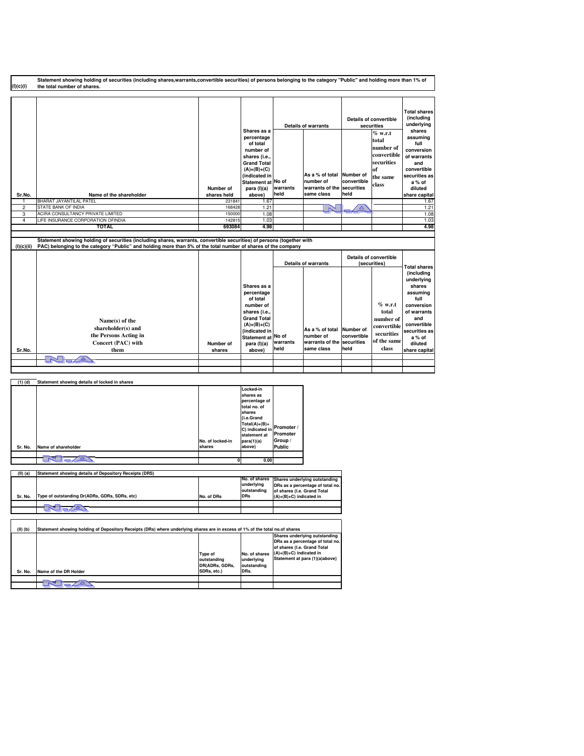**(I)(c)(i)** Statement showing holding of securities (including shares,warrants,convertible securities) of persons belonging to the category "Public" and holding more than 1% of the total number of shares.

| Sr.No. | Name of the shareholder | Number of shares held | Shares as a percentage of total number of shares {i.e., Grand Total (A)+(B)+(C) indicated in Statement at para (I)(a) above} | Details of warrants | | Details of convertible securities | | Total shares (including underlying shares assuming full conversion of warrants and convertible securities as a % of diluted share capital |
|---|---|---|---|---|---|---|---|---|
| | | | | No of warrants held | As a % of total number of warrants of the same class | Number of convertible securities held | % w.r.t total number of convertible securities of the same class | |
| 1 | BHARAT JAYANTILAL PATEL | 231841 | 1.67 | | | | | 1.67 |
| 2 | STATE BANK OF INDIA | 168428 | 1.21 | | N.A | | | 1.21 |
| 3 | ACIRA CONSULTANCY PRIVATE LIMITED | 150000 | 1.08 | | | | | 1.08 |
| 4 | LIFE INSURANCE CORPORATION OFINDIA | 142815 | 1.03 | | | | | 1.03 |
| | **TOTAL** | **693084** | **4.98** | | | | | **4.98** |

**(I)(c)(ii)** Statement showing holding of securities (including shares, warrants, convertible securities) of persons (together with PAC) belonging to the category "Public" and holding more than 5% of the total number of shares of the company

| Sr.No. | Name(s) of the shareholder(s) and the Persons Acting in Concert (PAC) with them | Number of shares | Shares as a percentage of total number of shares {i.e., Grand Total (A)+(B)+(C) indicated in Statement at para (I)(a) above} | Details of warrants | | Details of convertible {securities} | | Total shares (including underlying shares assuming full conversion of warrants and convertible securities as a % of diluted share capital |
|---|---|---|---|---|---|---|---|---|
| | | | | No of warrants held | As a % of total number of warrants of the same class | Number of convertible securities held | % w.r.t total number of convertible securities of the same class | |
| | N.A | | | | | | | |

**(1) (d)** Statement showing details of locked in shares

| Sr. No. | Name of shareholder | No. of locked-in shares | Locked-in shares as percentage of total no. of shares {i.e.Grand Total(A)+(B)+C) indicated in statement at para(1)(a) above} | Promoter / Promoter Group / Public |
|---|---|---|---|---|
| | N.A | | | |
| | | 0 | 0.00 | |

**(II) (a)** Statement showing details of Depository Receipts (DRS)

| Sr. No. | Type of outstanding Dr(ADRs, GDRs, SDRs, etc) | No. of DRs | No. of shares underlying outstanding DRs | Shares underlying outstanding DRs as a percentage of total no. of shares {I.e. Grand Total (A)+(B)+C) indicated in |
|---|---|---|---|---|
| | N.A | | | |

**(II) (b)** Statement showing holding of Depository Receipts (DRs) where underlying shares are in excess of 1% of the total no.of shares

| Sr. No. | Name of the DR Holder | Type of outstanding DR(ADRs, GDRs, SDRs, etc.) | No. of shares underlying outstanding DRs. | Shares underlying outstanding DRs as a percentage of total no. of shares {I.e. Grand Total (A)+(B)+C) indicated in Statement at para (1)(a)above} |
|---|---|---|---|---|
| | N.A | | | |